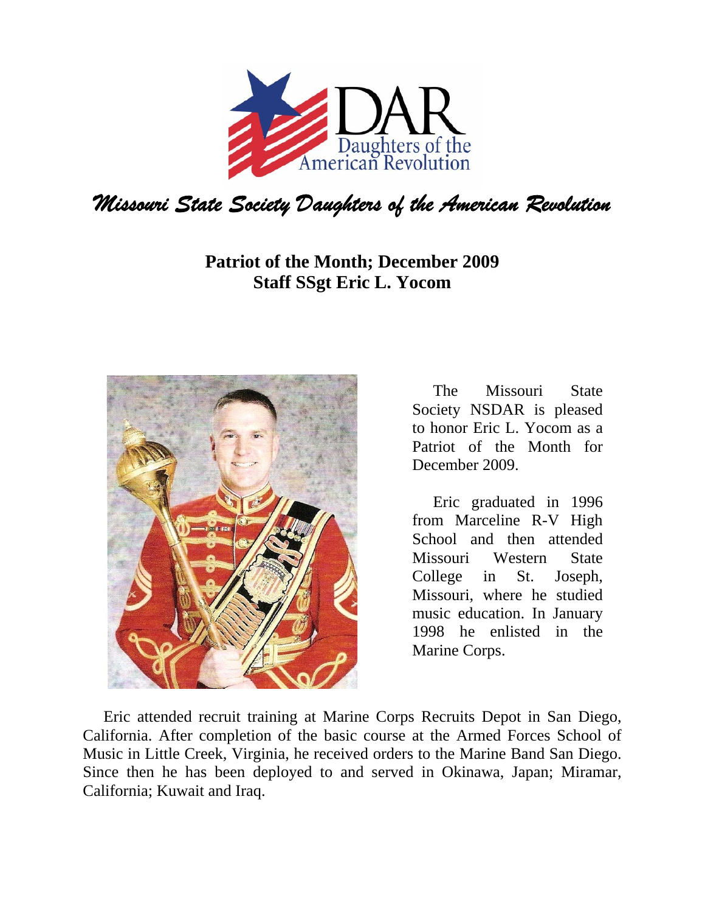DAR
Daughters of the American Revolution

*Missouri State Society Daughters of the American Revolution*

**Patriot of the Month; December 2009**
**Staff SSgt Eric L. Yocom**

The Missouri State Society NSDAR is pleased to honor Eric L. Yocom as a Patriot of the Month for December 2009.

Eric graduated in 1996 from Marceline R-V High School and then attended Missouri Western State College in St. Joseph, Missouri, where he studied music education. In January 1998 he enlisted in the Marine Corps.

Eric attended recruit training at Marine Corps Recruits Depot in San Diego, California. After completion of the basic course at the Armed Forces School of Music in Little Creek, Virginia, he received orders to the Marine Band San Diego. Since then he has been deployed to and served in Okinawa, Japan; Miramar, California; Kuwait and Iraq.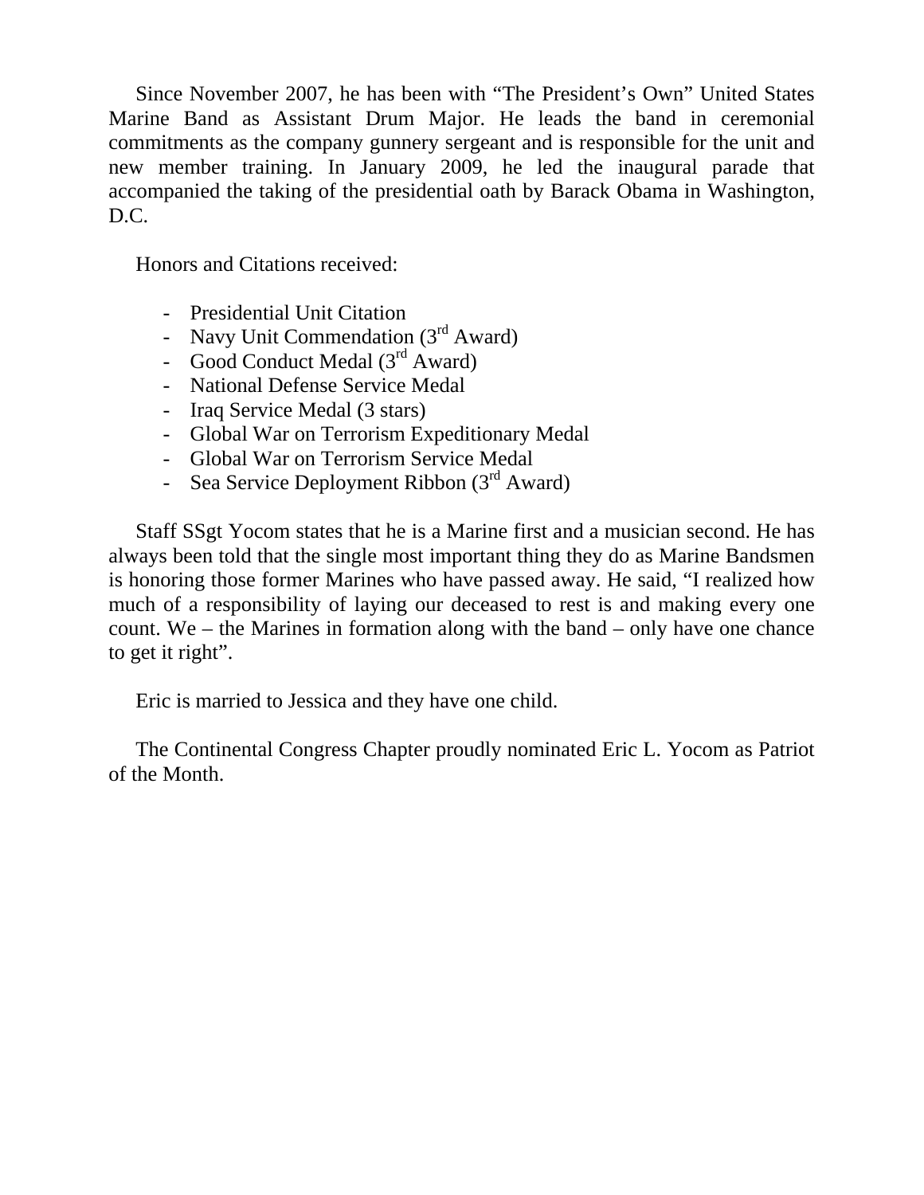Since November 2007, he has been with "The President's Own" United States Marine Band as Assistant Drum Major. He leads the band in ceremonial commitments as the company gunnery sergeant and is responsible for the unit and new member training. In January 2009, he led the inaugural parade that accompanied the taking of the presidential oath by Barack Obama in Washington, D.C.

Honors and Citations received:

- Presidential Unit Citation
- Navy Unit Commendation (3rd Award)
- Good Conduct Medal (3rd Award)
- National Defense Service Medal
- Iraq Service Medal (3 stars)
- Global War on Terrorism Expeditionary Medal
- Global War on Terrorism Service Medal
- Sea Service Deployment Ribbon (3rd Award)

Staff SSgt Yocom states that he is a Marine first and a musician second. He has always been told that the single most important thing they do as Marine Bandsmen is honoring those former Marines who have passed away. He said, "I realized how much of a responsibility of laying our deceased to rest is and making every one count. We – the Marines in formation along with the band – only have one chance to get it right".

Eric is married to Jessica and they have one child.

The Continental Congress Chapter proudly nominated Eric L. Yocom as Patriot of the Month.